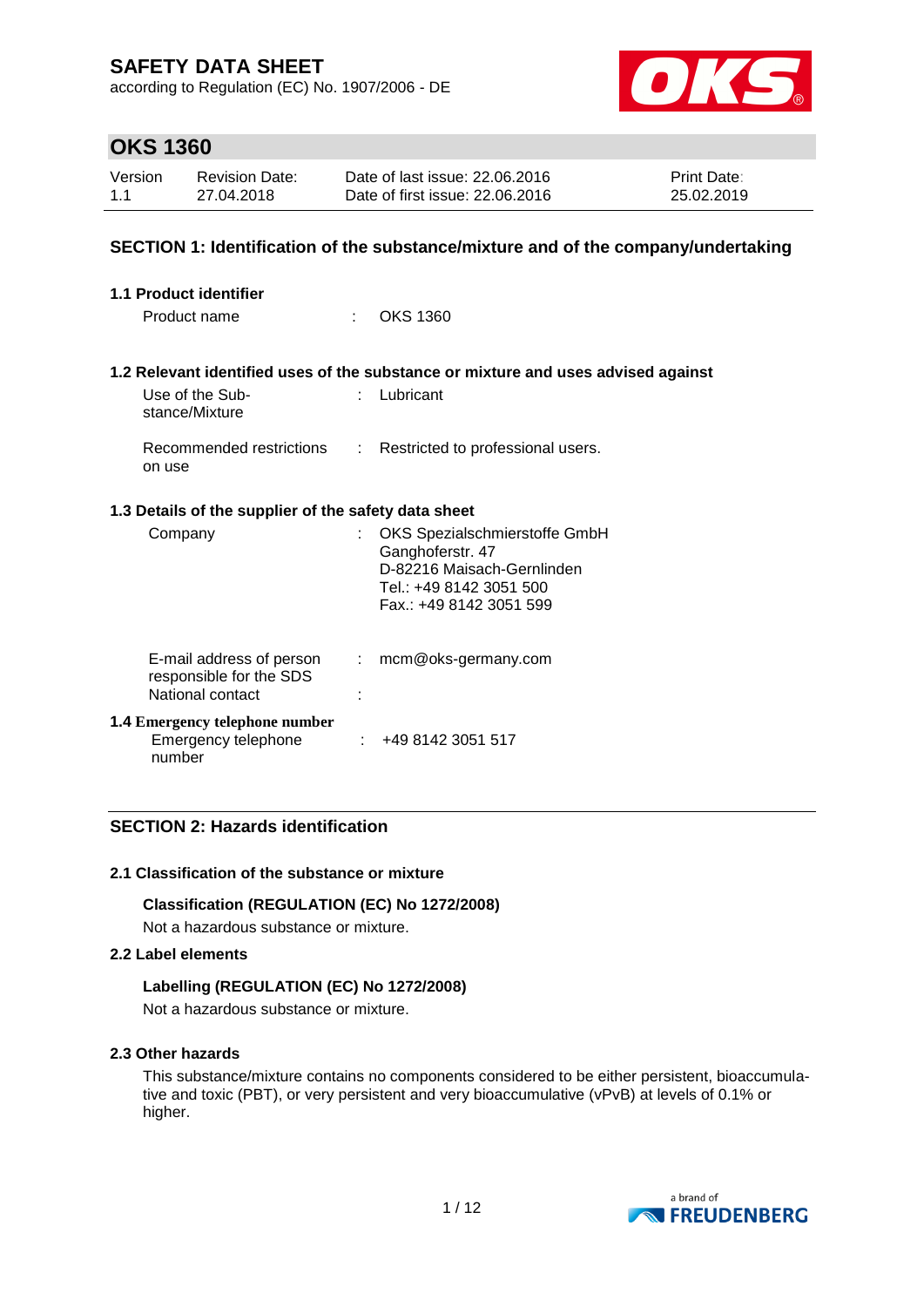# SAFETY DATA SHEET

according to Regulation (EC) No. 1907/2006 - DE

## OKS 1360

| Version | Revision Date: | Date of last issue: 22.06.2016 | Print Date: |
|---|---|---|---|
| 1.1 | 27.04.2018 | Date of first issue: 22.06.2016 | 25.02.2019 |

## SECTION 1: Identification of the substance/mixture and of the company/undertaking

### 1.1 Product identifier

Product name : OKS 1360

### 1.2 Relevant identified uses of the substance or mixture and uses advised against

Use of the Substance/Mixture : Lubricant

Recommended restrictions on use : Restricted to professional users.

### 1.3 Details of the supplier of the safety data sheet

Company : OKS Spezialschmierstoffe GmbH
Ganghoferstr. 47
D-82216 Maisach-Gernlinden
Tel.: +49 8142 3051 500
Fax.: +49 8142 3051 599

E-mail address of person responsible for the SDS : mcm@oks-germany.com

National contact :

### 1.4 Emergency telephone number

Emergency telephone number : +49 8142 3051 517

## SECTION 2: Hazards identification

### 2.1 Classification of the substance or mixture

**Classification (REGULATION (EC) No 1272/2008)**

Not a hazardous substance or mixture.

### 2.2 Label elements

**Labelling (REGULATION (EC) No 1272/2008)**

Not a hazardous substance or mixture.

### 2.3 Other hazards

This substance/mixture contains no components considered to be either persistent, bioaccumulative and toxic (PBT), or very persistent and very bioaccumulative (vPvB) at levels of 0.1% or higher.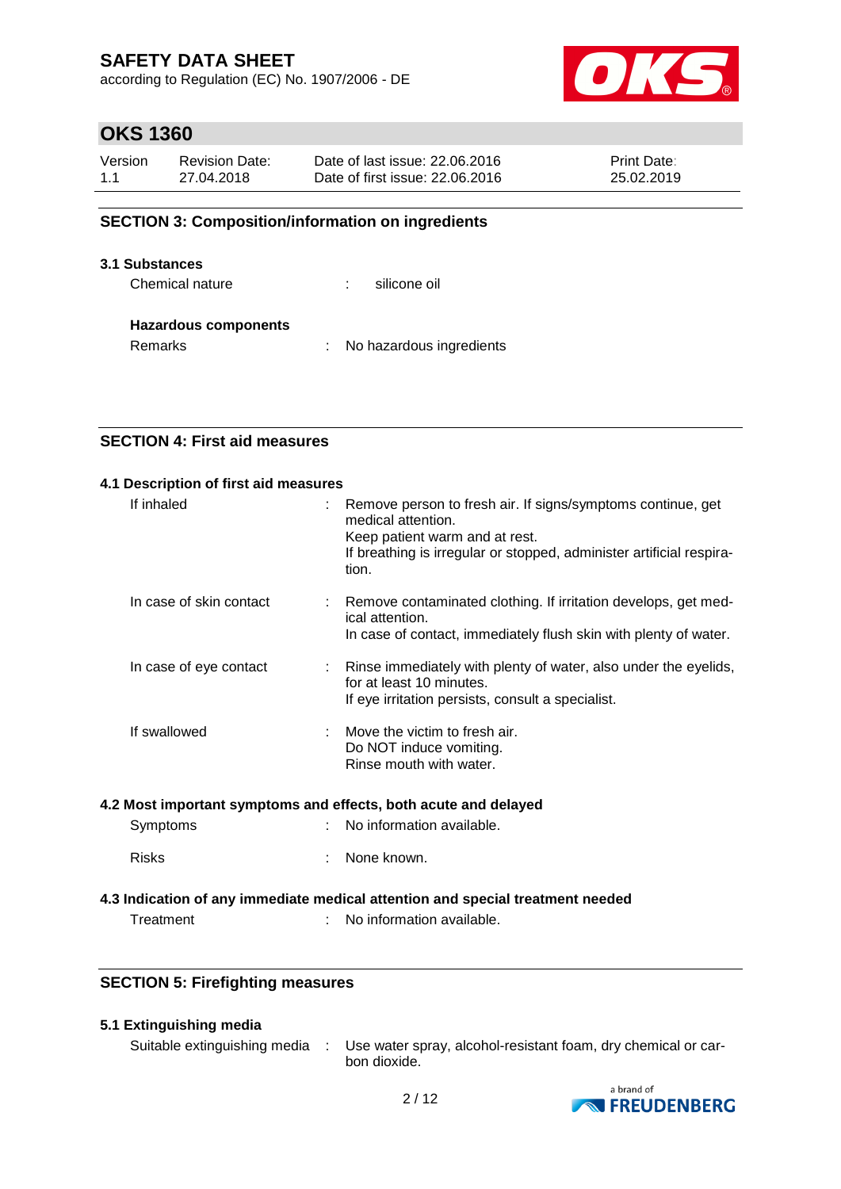## SECTION 3: Composition/information on ingredients

### 3.1 Substances

| | | |
|---|---|---|
| Chemical nature | : | silicone oil |

**Hazardous components**

| | | |
|---|---|---|
| Remarks | : | No hazardous ingredients |

## SECTION 4: First aid measures

### 4.1 Description of first aid measures

| | | |
|---|---|---|
| If inhaled | : | Remove person to fresh air. If signs/symptoms continue, get medical attention.<br>Keep patient warm and at rest.<br>If breathing is irregular or stopped, administer artificial respiration. |
| In case of skin contact | : | Remove contaminated clothing. If irritation develops, get medical attention.<br>In case of contact, immediately flush skin with plenty of water. |
| In case of eye contact | : | Rinse immediately with plenty of water, also under the eyelids, for at least 10 minutes.<br>If eye irritation persists, consult a specialist. |
| If swallowed | : | Move the victim to fresh air.<br>Do NOT induce vomiting.<br>Rinse mouth with water. |

### 4.2 Most important symptoms and effects, both acute and delayed

| | | |
|---|---|---|
| Symptoms | : | No information available. |
| Risks | : | None known. |

### 4.3 Indication of any immediate medical attention and special treatment needed

| | | |
|---|---|---|
| Treatment | : | No information available. |

## SECTION 5: Firefighting measures

### 5.1 Extinguishing media

| | | |
|---|---|---|
| Suitable extinguishing media | : | Use water spray, alcohol-resistant foam, dry chemical or carbon dioxide. |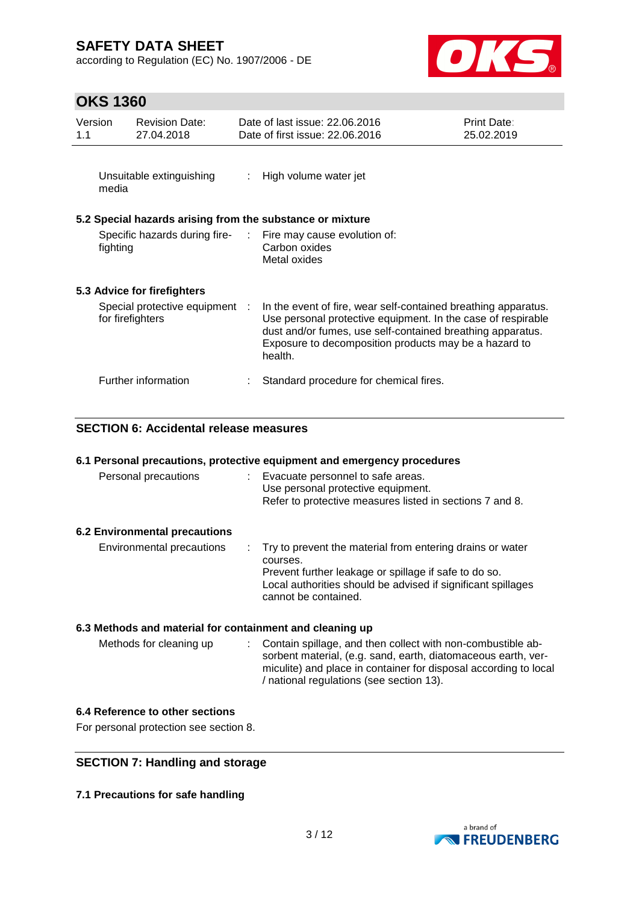| | | |
|---|---|---|
| Unsuitable extinguishing media | : | High volume water jet |

### 5.2 Special hazards arising from the substance or mixture

| | | |
|---|---|---|
| Specific hazards during fire-fighting | : | Fire may cause evolution of:<br>Carbon oxides<br>Metal oxides |

### 5.3 Advice for firefighters

| | | |
|---|---|---|
| Special protective equipment for firefighters | : | In the event of fire, wear self-contained breathing apparatus. Use personal protective equipment. In the case of respirable dust and/or fumes, use self-contained breathing apparatus. Exposure to decomposition products may be a hazard to health. |
| Further information | : | Standard procedure for chemical fires. |

## SECTION 6: Accidental release measures

### 6.1 Personal precautions, protective equipment and emergency procedures

| | | |
|---|---|---|
| Personal precautions | : | Evacuate personnel to safe areas.<br>Use personal protective equipment.<br>Refer to protective measures listed in sections 7 and 8. |

### 6.2 Environmental precautions

| | | |
|---|---|---|
| Environmental precautions | : | Try to prevent the material from entering drains or water courses.<br>Prevent further leakage or spillage if safe to do so.<br>Local authorities should be advised if significant spillages cannot be contained. |

### 6.3 Methods and material for containment and cleaning up

| | | |
|---|---|---|
| Methods for cleaning up | : | Contain spillage, and then collect with non-combustible absorbent material, (e.g. sand, earth, diatomaceous earth, vermiculite) and place in container for disposal according to local / national regulations (see section 13). |

### 6.4 Reference to other sections

For personal protection see section 8.

## SECTION 7: Handling and storage

### 7.1 Precautions for safe handling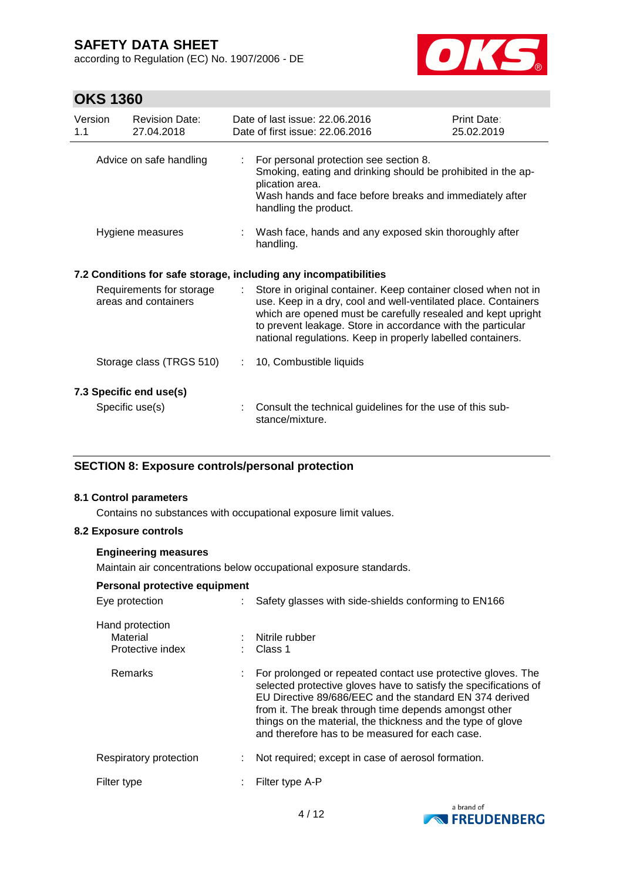| Advice on safe handling | : | For personal protection see section 8. Smoking, eating and drinking should be prohibited in the application area. Wash hands and face before breaks and immediately after handling the product. |
|---|---|---|
| Hygiene measures | : | Wash face, hands and any exposed skin thoroughly after handling. |

### 7.2 Conditions for safe storage, including any incompatibilities

| Requirements for storage areas and containers | : | Store in original container. Keep container closed when not in use. Keep in a dry, cool and well-ventilated place. Containers which are opened must be carefully resealed and kept upright to prevent leakage. Store in accordance with the particular national regulations. Keep in properly labelled containers. |
|---|---|---|
| Storage class (TRGS 510) | : | 10, Combustible liquids |

### 7.3 Specific end use(s)

| Specific use(s) | : | Consult the technical guidelines for the use of this substance/mixture. |
|---|---|---|

## SECTION 8: Exposure controls/personal protection

### 8.1 Control parameters

Contains no substances with occupational exposure limit values.

### 8.2 Exposure controls

**Engineering measures**

Maintain air concentrations below occupational exposure standards.

**Personal protective equipment**

| Eye protection | : | Safety glasses with side-shields conforming to EN166 |
|---|---|---|
| Hand protection | | |
| Material | : | Nitrile rubber |
| Protective index | : | Class 1 |
| Remarks | : | For prolonged or repeated contact use protective gloves. The selected protective gloves have to satisfy the specifications of EU Directive 89/686/EEC and the standard EN 374 derived from it. The break through time depends amongst other things on the material, the thickness and the type of glove and therefore has to be measured for each case. |
| Respiratory protection | : | Not required; except in case of aerosol formation. |
| Filter type | : | Filter type A-P |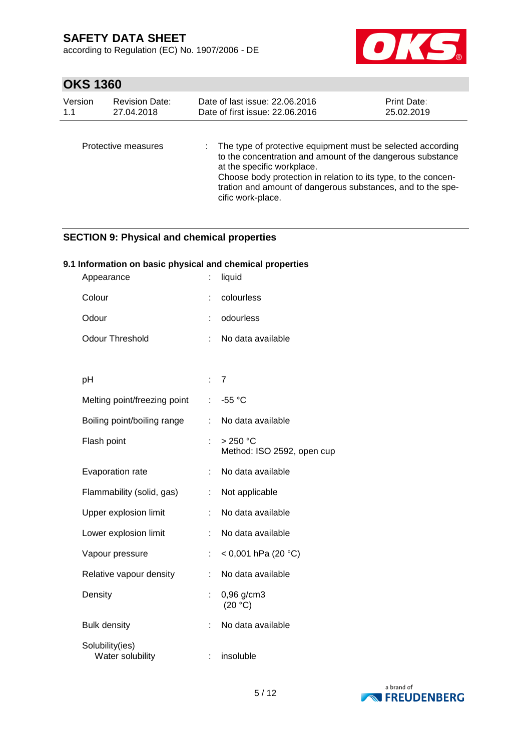Protective measures : The type of protective equipment must be selected according to the concentration and amount of the dangerous substance at the specific workplace.
Choose body protection in relation to its type, to the concentration and amount of dangerous substances, and to the specific work-place.

## SECTION 9: Physical and chemical properties

### 9.1 Information on basic physical and chemical properties

| | | |
|---|---|---|
| Appearance | : | liquid |
| Colour | : | colourless |
| Odour | : | odourless |
| Odour Threshold | : | No data available |
| pH | : | 7 |
| Melting point/freezing point | : | -55 °C |
| Boiling point/boiling range | : | No data available |
| Flash point | : | > 250 °C<br>Method: ISO 2592, open cup |
| Evaporation rate | : | No data available |
| Flammability (solid, gas) | : | Not applicable |
| Upper explosion limit | : | No data available |
| Lower explosion limit | : | No data available |
| Vapour pressure | : | < 0,001 hPa (20 °C) |
| Relative vapour density | : | No data available |
| Density | : | 0,96 g/cm3<br>(20 °C) |
| Bulk density | : | No data available |
| Solubility(ies)<br>Water solubility | : | insoluble |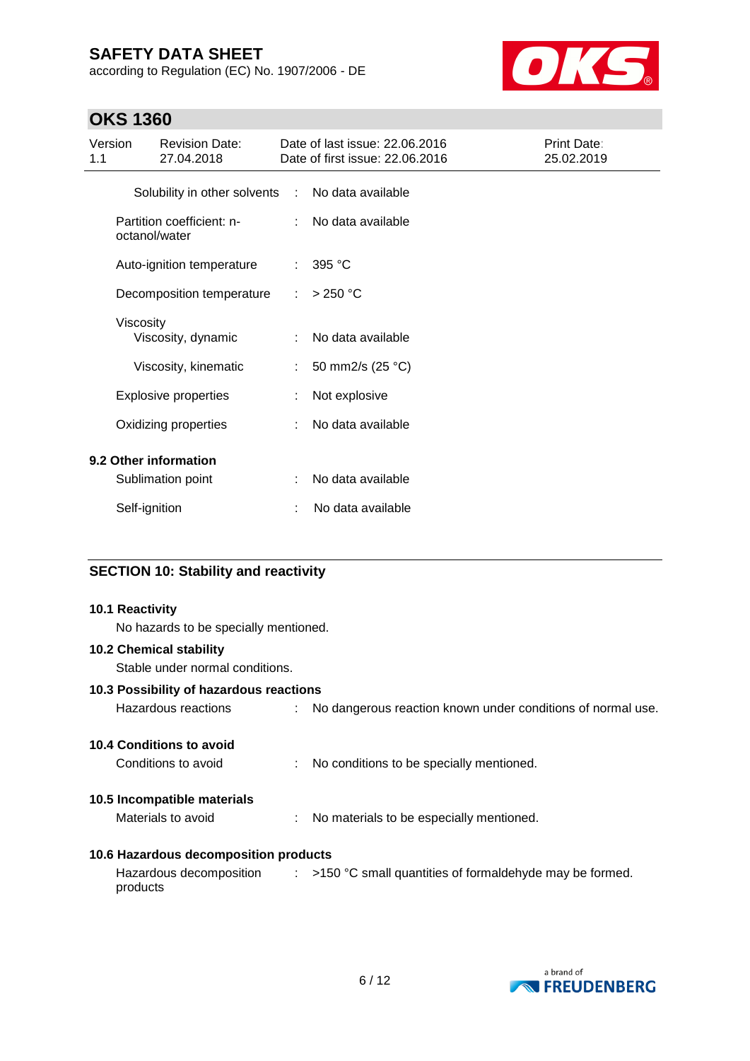| | | |
|---|---|---|
| Solubility in other solvents | : | No data available |
| Partition coefficient: n-octanol/water | : | No data available |
| Auto-ignition temperature | : | 395 °C |
| Decomposition temperature | : | > 250 °C |
| Viscosity | | |
| Viscosity, dynamic | : | No data available |
| Viscosity, kinematic | : | 50 mm2/s (25 °C) |
| Explosive properties | : | Not explosive |
| Oxidizing properties | : | No data available |

### 9.2 Other information

| | | |
|---|---|---|
| Sublimation point | : | No data available |
| Self-ignition | : | No data available |

## SECTION 10: Stability and reactivity

### 10.1 Reactivity

No hazards to be specially mentioned.

### 10.2 Chemical stability

Stable under normal conditions.

### 10.3 Possibility of hazardous reactions

| | | |
|---|---|---|
| Hazardous reactions | : | No dangerous reaction known under conditions of normal use. |

### 10.4 Conditions to avoid

| | | |
|---|---|---|
| Conditions to avoid | : | No conditions to be specially mentioned. |

### 10.5 Incompatible materials

| | | |
|---|---|---|
| Materials to avoid | : | No materials to be especially mentioned. |

### 10.6 Hazardous decomposition products

| | | |
|---|---|---|
| Hazardous decomposition products | : | >150 °C small quantities of formaldehyde may be formed. |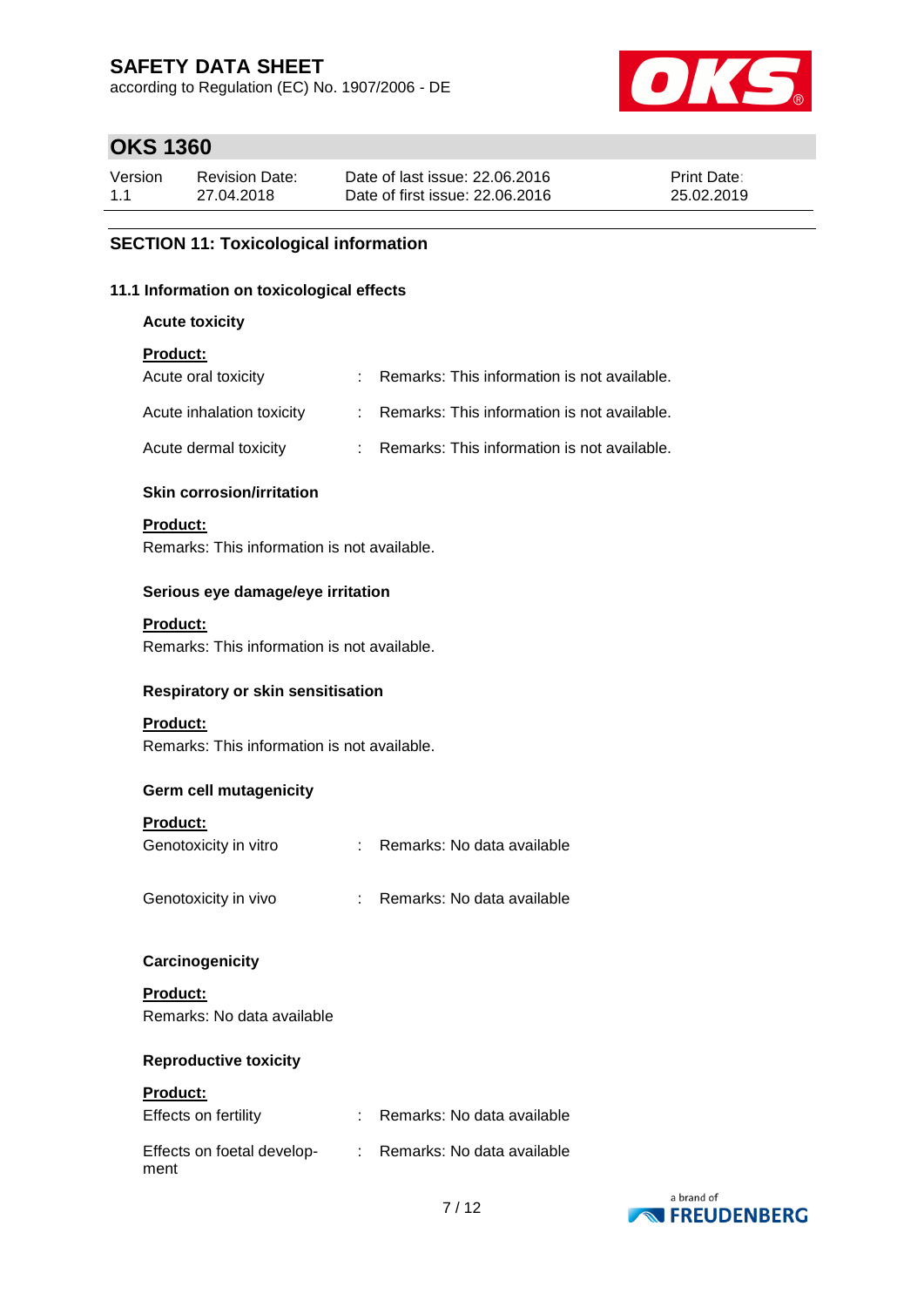## SECTION 11: Toxicological information

### 11.1 Information on toxicological effects

**Acute toxicity**

**Product:**

| | |
|---|---|
| Acute oral toxicity | : Remarks: This information is not available. |
| Acute inhalation toxicity | : Remarks: This information is not available. |
| Acute dermal toxicity | : Remarks: This information is not available. |

**Skin corrosion/irritation**

**Product:**
Remarks: This information is not available.

**Serious eye damage/eye irritation**

**Product:**
Remarks: This information is not available.

**Respiratory or skin sensitisation**

**Product:**
Remarks: This information is not available.

**Germ cell mutagenicity**

**Product:**

| | |
|---|---|
| Genotoxicity in vitro | : Remarks: No data available |
| Genotoxicity in vivo | : Remarks: No data available |

**Carcinogenicity**

**Product:**
Remarks: No data available

**Reproductive toxicity**

**Product:**

| | |
|---|---|
| Effects on fertility | : Remarks: No data available |
| Effects on foetal development | : Remarks: No data available |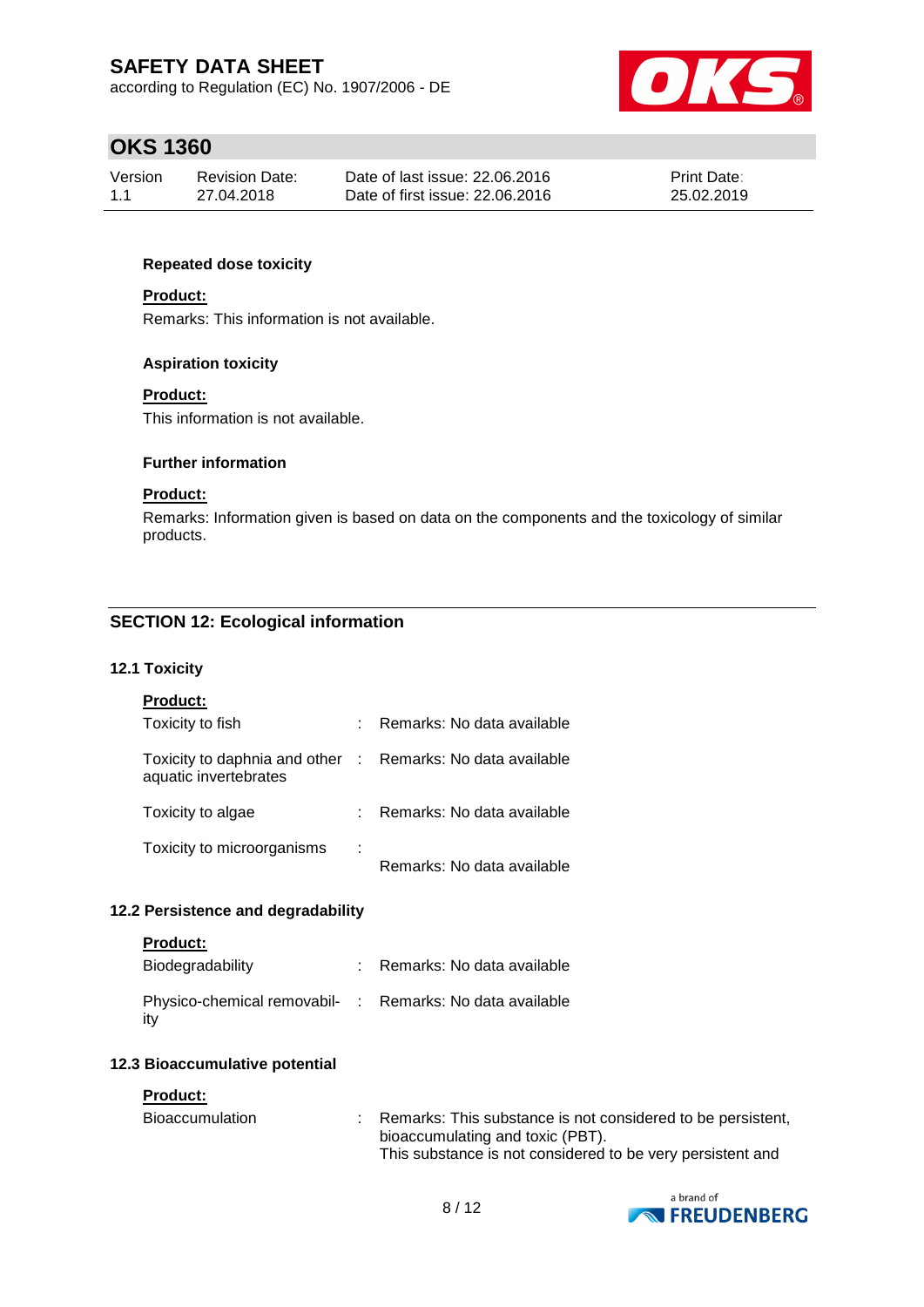**Repeated dose toxicity**

**Product:**

Remarks: This information is not available.

**Aspiration toxicity**

**Product:**

This information is not available.

**Further information**

**Product:**

Remarks: Information given is based on data on the components and the toxicology of similar products.

## SECTION 12: Ecological information

### 12.1 Toxicity

**Product:**

| | | |
|---|---|---|
| Toxicity to fish | : | Remarks: No data available |
| Toxicity to daphnia and other aquatic invertebrates | : | Remarks: No data available |
| Toxicity to algae | : | Remarks: No data available |
| Toxicity to microorganisms | : | Remarks: No data available |

### 12.2 Persistence and degradability

**Product:**

| | | |
|---|---|---|
| Biodegradability | : | Remarks: No data available |
| Physico-chemical removability | : | Remarks: No data available |

### 12.3 Bioaccumulative potential

**Product:**

| | | |
|---|---|---|
| Bioaccumulation | : | Remarks: This substance is not considered to be persistent, bioaccumulating and toxic (PBT). This substance is not considered to be very persistent and |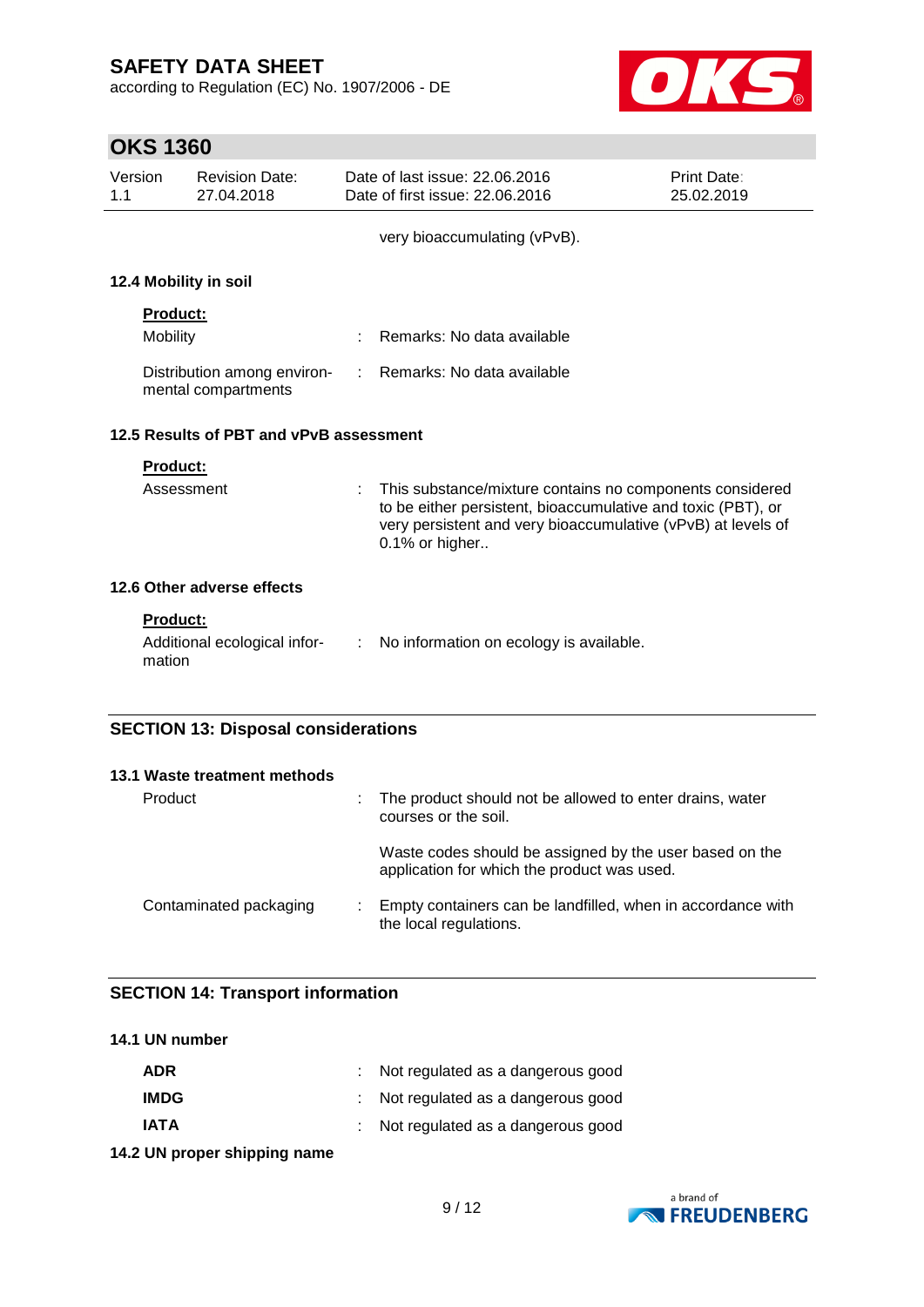very bioaccumulating (vPvB).

### 12.4 Mobility in soil

**Product:**

| | | |
|---|---|---|
| Mobility | : | Remarks: No data available |
| Distribution among environmental compartments | : | Remarks: No data available |

### 12.5 Results of PBT and vPvB assessment

**Product:**

| | | |
|---|---|---|
| Assessment | : | This substance/mixture contains no components considered to be either persistent, bioaccumulative and toxic (PBT), or very persistent and very bioaccumulative (vPvB) at levels of 0.1% or higher.. |

### 12.6 Other adverse effects

**Product:**

| | | |
|---|---|---|
| Additional ecological information | : | No information on ecology is available. |

## SECTION 13: Disposal considerations

### 13.1 Waste treatment methods

| | | |
|---|---|---|
| Product | : | The product should not be allowed to enter drains, water courses or the soil. |
| | | Waste codes should be assigned by the user based on the application for which the product was used. |
| Contaminated packaging | : | Empty containers can be landfilled, when in accordance with the local regulations. |

## SECTION 14: Transport information

### 14.1 UN number

| | | |
|---|---|---|
| **ADR** | : | Not regulated as a dangerous good |
| **IMDG** | : | Not regulated as a dangerous good |
| **IATA** | : | Not regulated as a dangerous good |

### 14.2 UN proper shipping name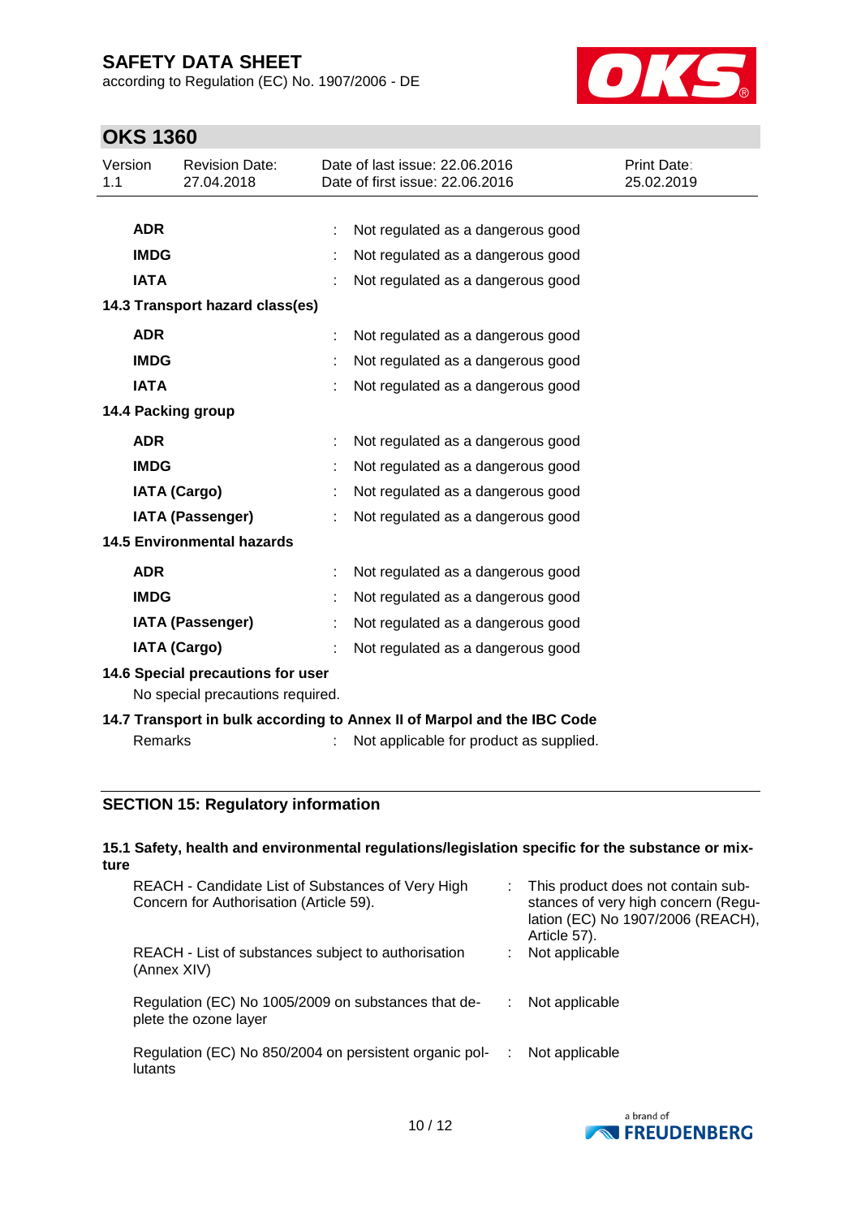| | | |
|---|---|---|
| **ADR** | : | Not regulated as a dangerous good |
| **IMDG** | : | Not regulated as a dangerous good |
| **IATA** | : | Not regulated as a dangerous good |

**14.3 Transport hazard class(es)**

| | | |
|---|---|---|
| **ADR** | : | Not regulated as a dangerous good |
| **IMDG** | : | Not regulated as a dangerous good |
| **IATA** | : | Not regulated as a dangerous good |

**14.4 Packing group**

| | | |
|---|---|---|
| **ADR** | : | Not regulated as a dangerous good |
| **IMDG** | : | Not regulated as a dangerous good |
| **IATA (Cargo)** | : | Not regulated as a dangerous good |
| **IATA (Passenger)** | : | Not regulated as a dangerous good |

**14.5 Environmental hazards**

| | | |
|---|---|---|
| **ADR** | : | Not regulated as a dangerous good |
| **IMDG** | : | Not regulated as a dangerous good |
| **IATA (Passenger)** | : | Not regulated as a dangerous good |
| **IATA (Cargo)** | : | Not regulated as a dangerous good |

**14.6 Special precautions for user**

No special precautions required.

**14.7 Transport in bulk according to Annex II of Marpol and the IBC Code**

Remarks : Not applicable for product as supplied.

## SECTION 15: Regulatory information

**15.1 Safety, health and environmental regulations/legislation specific for the substance or mixture**

| | | |
|---|---|---|
| REACH - Candidate List of Substances of Very High Concern for Authorisation (Article 59). | : | This product does not contain substances of very high concern (Regulation (EC) No 1907/2006 (REACH), Article 57). |
| REACH - List of substances subject to authorisation (Annex XIV) | : | Not applicable |
| Regulation (EC) No 1005/2009 on substances that deplete the ozone layer | : | Not applicable |
| Regulation (EC) No 850/2004 on persistent organic pollutants | : | Not applicable |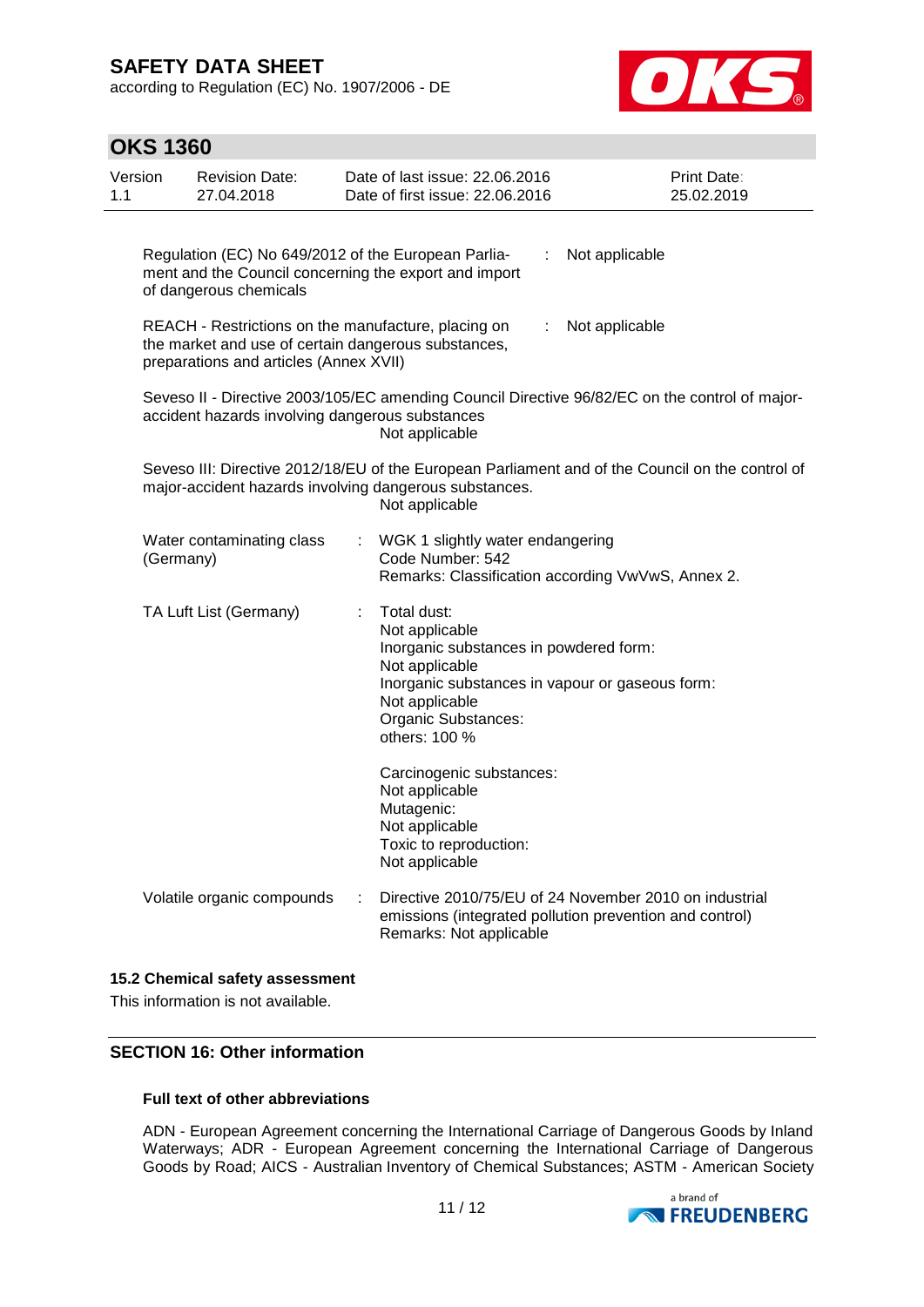Regulation (EC) No 649/2012 of the European Parliament and the Council concerning the export and import of dangerous chemicals : Not applicable

REACH - Restrictions on the manufacture, placing on the market and use of certain dangerous substances, preparations and articles (Annex XVII) : Not applicable

Seveso II - Directive 2003/105/EC amending Council Directive 96/82/EC on the control of major-accident hazards involving dangerous substances
Not applicable

Seveso III: Directive 2012/18/EU of the European Parliament and of the Council on the control of major-accident hazards involving dangerous substances.
Not applicable

Water contaminating class (Germany) : WGK 1 slightly water endangering
Code Number: 542
Remarks: Classification according VwVwS, Annex 2.

TA Luft List (Germany) : Total dust:
Not applicable
Inorganic substances in powdered form:
Not applicable
Inorganic substances in vapour or gaseous form:
Not applicable
Organic Substances:
others: 100 %

Carcinogenic substances:
Not applicable
Mutagenic:
Not applicable
Toxic to reproduction:
Not applicable

Volatile organic compounds : Directive 2010/75/EU of 24 November 2010 on industrial emissions (integrated pollution prevention and control)
Remarks: Not applicable

### 15.2 Chemical safety assessment

This information is not available.

## SECTION 16: Other information

**Full text of other abbreviations**

ADN - European Agreement concerning the International Carriage of Dangerous Goods by Inland Waterways; ADR - European Agreement concerning the International Carriage of Dangerous Goods by Road; AICS - Australian Inventory of Chemical Substances; ASTM - American Society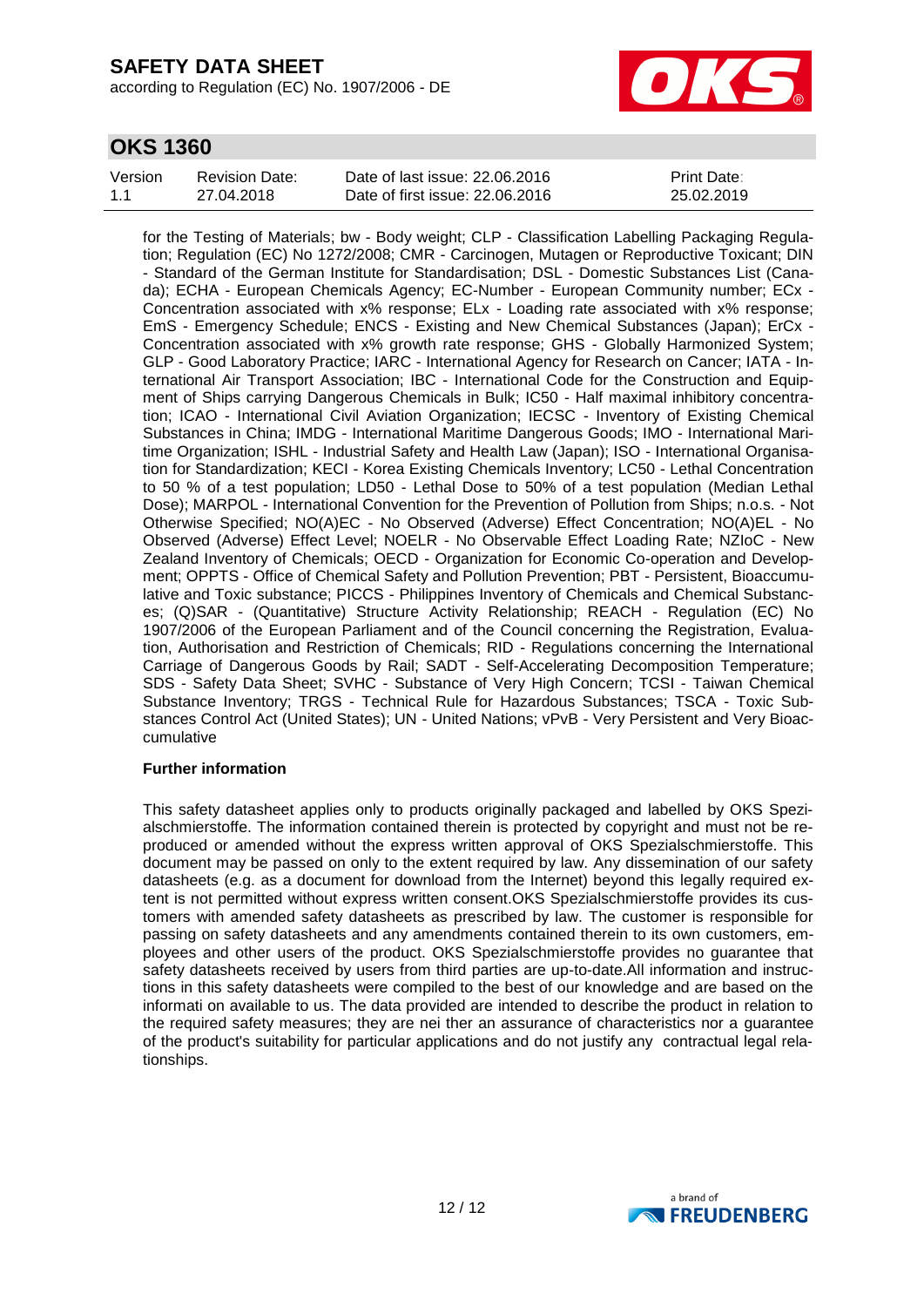for the Testing of Materials; bw - Body weight; CLP - Classification Labelling Packaging Regulation; Regulation (EC) No 1272/2008; CMR - Carcinogen, Mutagen or Reproductive Toxicant; DIN - Standard of the German Institute for Standardisation; DSL - Domestic Substances List (Canada); ECHA - European Chemicals Agency; EC-Number - European Community number; ECx - Concentration associated with x% response; ELx - Loading rate associated with x% response; EmS - Emergency Schedule; ENCS - Existing and New Chemical Substances (Japan); ErCx - Concentration associated with x% growth rate response; GHS - Globally Harmonized System; GLP - Good Laboratory Practice; IARC - International Agency for Research on Cancer; IATA - International Air Transport Association; IBC - International Code for the Construction and Equipment of Ships carrying Dangerous Chemicals in Bulk; IC50 - Half maximal inhibitory concentration; ICAO - International Civil Aviation Organization; IECSC - Inventory of Existing Chemical Substances in China; IMDG - International Maritime Dangerous Goods; IMO - International Maritime Organization; ISHL - Industrial Safety and Health Law (Japan); ISO - International Organisation for Standardization; KECI - Korea Existing Chemicals Inventory; LC50 - Lethal Concentration to 50 % of a test population; LD50 - Lethal Dose to 50% of a test population (Median Lethal Dose); MARPOL - International Convention for the Prevention of Pollution from Ships; n.o.s. - Not Otherwise Specified; NO(A)EC - No Observed (Adverse) Effect Concentration; NO(A)EL - No Observed (Adverse) Effect Level; NOELR - No Observable Effect Loading Rate; NZIoC - New Zealand Inventory of Chemicals; OECD - Organization for Economic Co-operation and Development; OPPTS - Office of Chemical Safety and Pollution Prevention; PBT - Persistent, Bioaccumulative and Toxic substance; PICCS - Philippines Inventory of Chemicals and Chemical Substances; (Q)SAR - (Quantitative) Structure Activity Relationship; REACH - Regulation (EC) No 1907/2006 of the European Parliament and of the Council concerning the Registration, Evaluation, Authorisation and Restriction of Chemicals; RID - Regulations concerning the International Carriage of Dangerous Goods by Rail; SADT - Self-Accelerating Decomposition Temperature; SDS - Safety Data Sheet; SVHC - Substance of Very High Concern; TCSI - Taiwan Chemical Substance Inventory; TRGS - Technical Rule for Hazardous Substances; TSCA - Toxic Substances Control Act (United States); UN - United Nations; vPvB - Very Persistent and Very Bioaccumulative

**Further information**

This safety datasheet applies only to products originally packaged and labelled by OKS Spezialschmierstoffe. The information contained therein is protected by copyright and must not be reproduced or amended without the express written approval of OKS Spezialschmierstoffe. This document may be passed on only to the extent required by law. Any dissemination of our safety datasheets (e.g. as a document for download from the Internet) beyond this legally required extent is not permitted without express written consent.OKS Spezialschmierstoffe provides its customers with amended safety datasheets as prescribed by law. The customer is responsible for passing on safety datasheets and any amendments contained therein to its own customers, employees and other users of the product. OKS Spezialschmierstoffe provides no guarantee that safety datasheets received by users from third parties are up-to-date.All information and instructions in this safety datasheets were compiled to the best of our knowledge and are based on the informati on available to us. The data provided are intended to describe the product in relation to the required safety measures; they are nei ther an assurance of characteristics nor a guarantee of the product's suitability for particular applications and do not justify any contractual legal relationships.